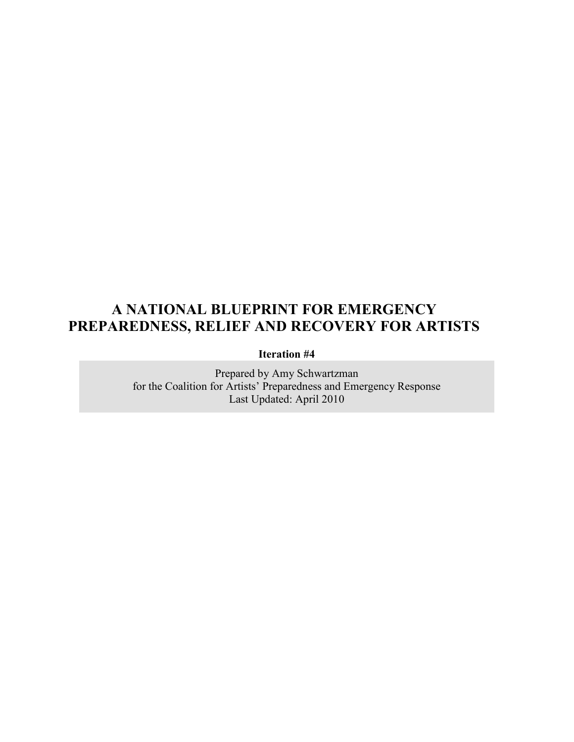# A NATIONAL BLUEPRINT FOR EMERGENCY PREPAREDNESS, RELIEF AND RECOVERY FOR ARTISTS

**Iteration #4**

Prepared by Amy Schwartzman
for the Coalition for Artists' Preparedness and Emergency Response
Last Updated: April 2010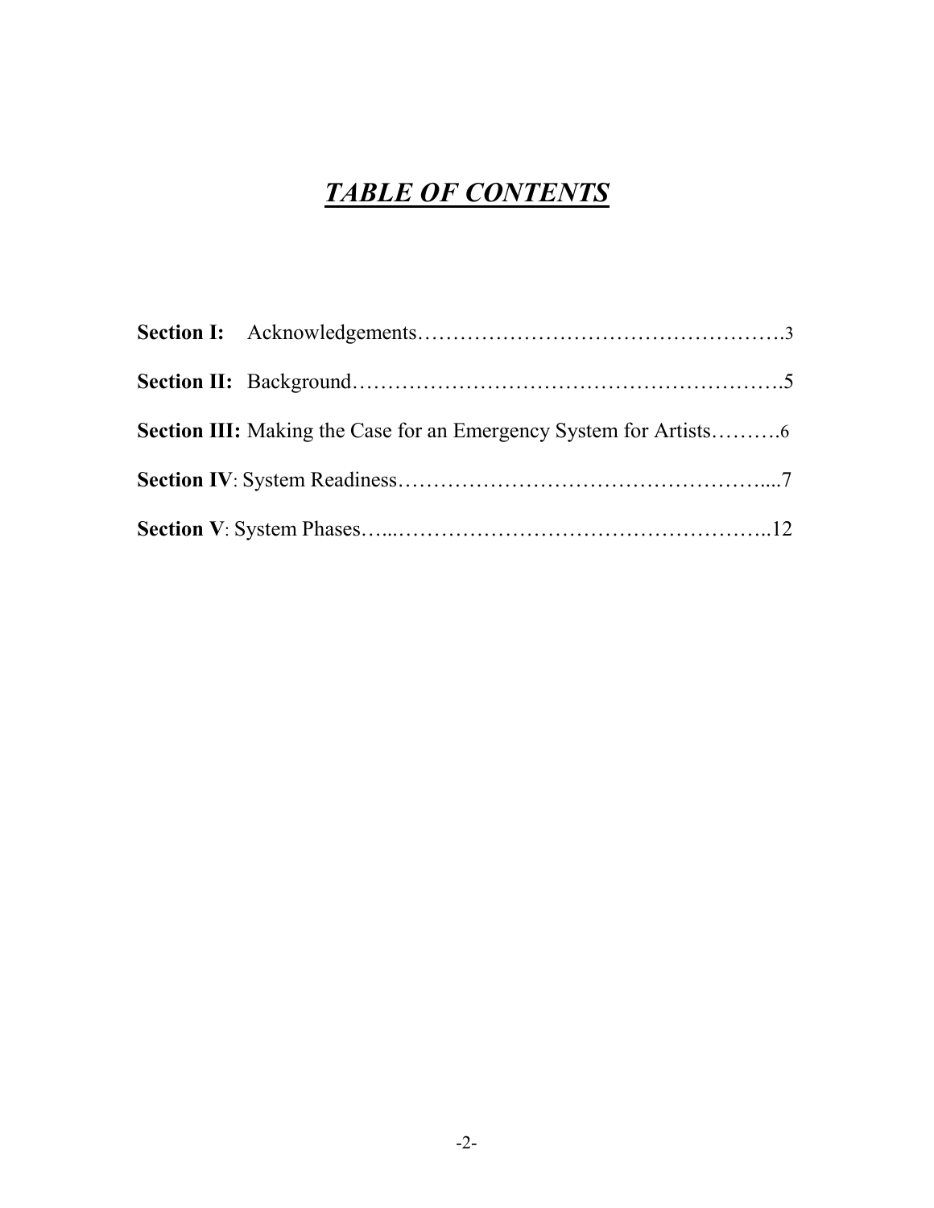# ***TABLE OF CONTENTS***

**Section I:** Acknowledgements…………………………………………….3

**Section II:** Background………………………………………………….5

**Section III:** Making the Case for an Emergency System for Artists……….6

**Section IV**: System Readiness…………………………………………....7

**Section V**: System Phases…...……………………………………………..12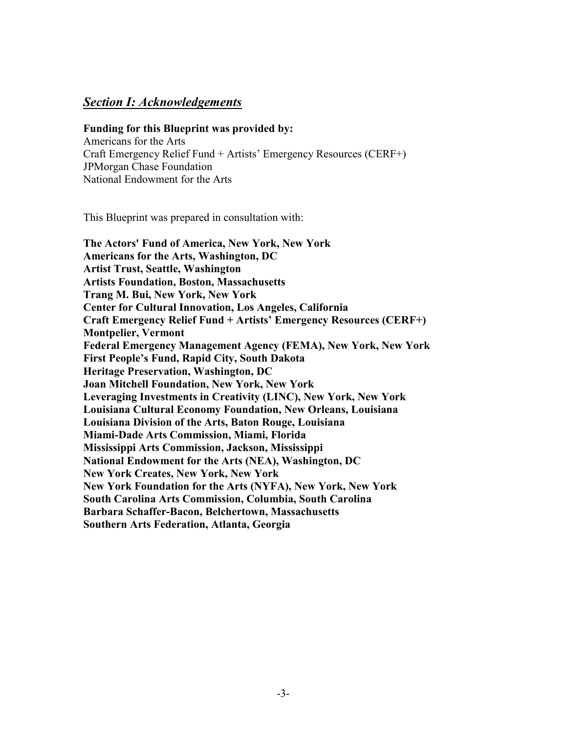## ***Section I: Acknowledgements***

**Funding for this Blueprint was provided by:**
Americans for the Arts
Craft Emergency Relief Fund + Artists' Emergency Resources (CERF+)
JPMorgan Chase Foundation
National Endowment for the Arts

This Blueprint was prepared in consultation with:

**The Actors' Fund of America, New York, New York**
**Americans for the Arts, Washington, DC**
**Artist Trust, Seattle, Washington**
**Artists Foundation, Boston, Massachusetts**
**Trang M. Bui, New York, New York**
**Center for Cultural Innovation, Los Angeles, California**
**Craft Emergency Relief Fund + Artists' Emergency Resources (CERF+) Montpelier, Vermont**
**Federal Emergency Management Agency (FEMA), New York, New York**
**First People's Fund, Rapid City, South Dakota**
**Heritage Preservation, Washington, DC**
**Joan Mitchell Foundation, New York, New York**
**Leveraging Investments in Creativity (LINC), New York, New York**
**Louisiana Cultural Economy Foundation, New Orleans, Louisiana**
**Louisiana Division of the Arts, Baton Rouge, Louisiana**
**Miami-Dade Arts Commission, Miami, Florida**
**Mississippi Arts Commission, Jackson, Mississippi**
**National Endowment for the Arts (NEA), Washington, DC**
**New York Creates, New York, New York**
**New York Foundation for the Arts (NYFA), New York, New York**
**South Carolina Arts Commission, Columbia, South Carolina**
**Barbara Schaffer-Bacon, Belchertown, Massachusetts**
**Southern Arts Federation, Atlanta, Georgia**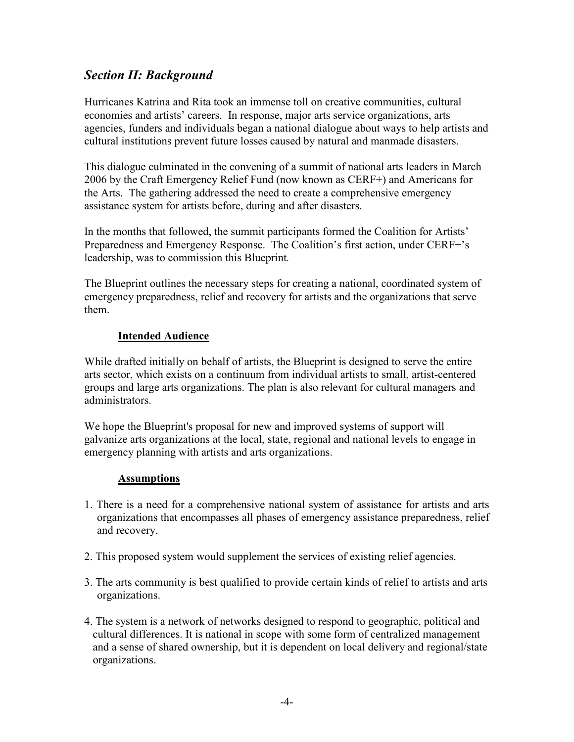## *Section II: Background*

Hurricanes Katrina and Rita took an immense toll on creative communities, cultural economies and artists' careers. In response, major arts service organizations, arts agencies, funders and individuals began a national dialogue about ways to help artists and cultural institutions prevent future losses caused by natural and manmade disasters.

This dialogue culminated in the convening of a summit of national arts leaders in March 2006 by the Craft Emergency Relief Fund (now known as CERF+) and Americans for the Arts. The gathering addressed the need to create a comprehensive emergency assistance system for artists before, during and after disasters.

In the months that followed, the summit participants formed the Coalition for Artists' Preparedness and Emergency Response. The Coalition's first action, under CERF+'s leadership, was to commission this Blueprint.

The Blueprint outlines the necessary steps for creating a national, coordinated system of emergency preparedness, relief and recovery for artists and the organizations that serve them.

### **Intended Audience**

While drafted initially on behalf of artists, the Blueprint is designed to serve the entire arts sector, which exists on a continuum from individual artists to small, artist-centered groups and large arts organizations. The plan is also relevant for cultural managers and administrators.

We hope the Blueprint's proposal for new and improved systems of support will galvanize arts organizations at the local, state, regional and national levels to engage in emergency planning with artists and arts organizations.

### **Assumptions**

1. There is a need for a comprehensive national system of assistance for artists and arts organizations that encompasses all phases of emergency assistance preparedness, relief and recovery.

2. This proposed system would supplement the services of existing relief agencies.

3. The arts community is best qualified to provide certain kinds of relief to artists and arts organizations.

4. The system is a network of networks designed to respond to geographic, political and cultural differences. It is national in scope with some form of centralized management and a sense of shared ownership, but it is dependent on local delivery and regional/state organizations.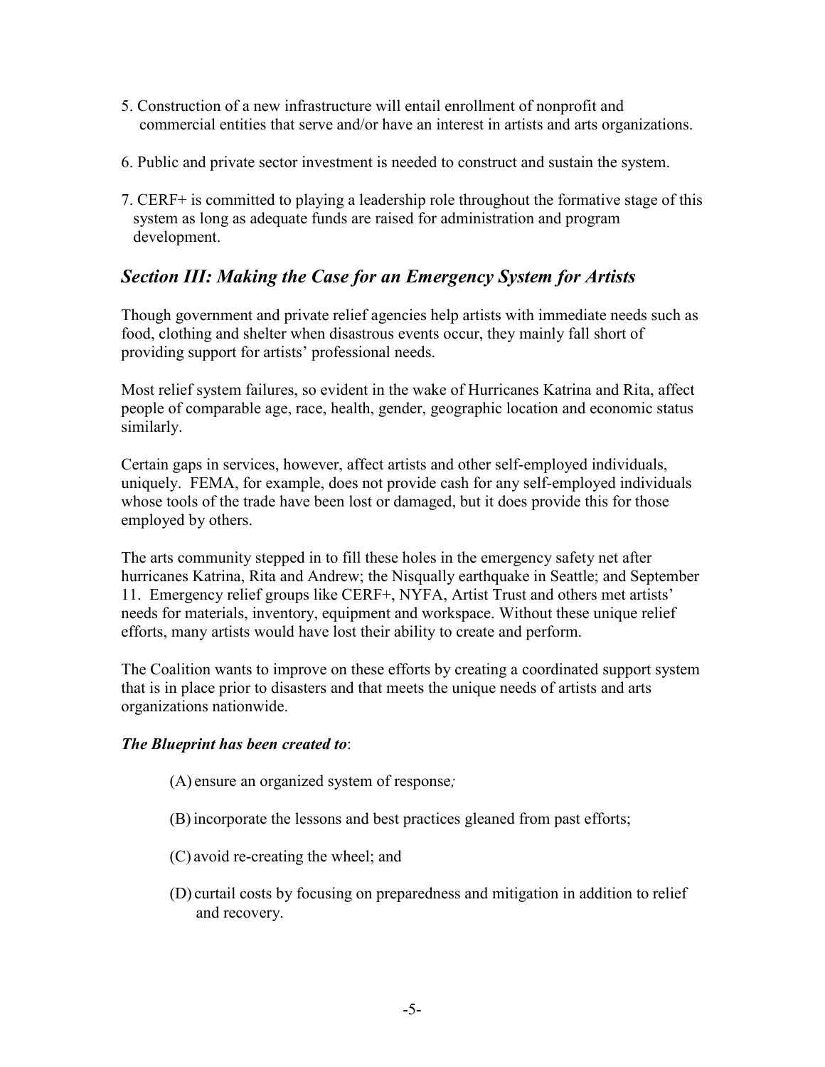5. Construction of a new infrastructure will entail enrollment of nonprofit and commercial entities that serve and/or have an interest in artists and arts organizations.

6. Public and private sector investment is needed to construct and sustain the system.

7. CERF+ is committed to playing a leadership role throughout the formative stage of this system as long as adequate funds are raised for administration and program development.

## *Section III: Making the Case for an Emergency System for Artists*

Though government and private relief agencies help artists with immediate needs such as food, clothing and shelter when disastrous events occur, they mainly fall short of providing support for artists' professional needs.

Most relief system failures, so evident in the wake of Hurricanes Katrina and Rita, affect people of comparable age, race, health, gender, geographic location and economic status similarly.

Certain gaps in services, however, affect artists and other self-employed individuals, uniquely. FEMA, for example, does not provide cash for any self-employed individuals whose tools of the trade have been lost or damaged, but it does provide this for those employed by others.

The arts community stepped in to fill these holes in the emergency safety net after hurricanes Katrina, Rita and Andrew; the Nisqually earthquake in Seattle; and September 11. Emergency relief groups like CERF+, NYFA, Artist Trust and others met artists' needs for materials, inventory, equipment and workspace. Without these unique relief efforts, many artists would have lost their ability to create and perform.

The Coalition wants to improve on these efforts by creating a coordinated support system that is in place prior to disasters and that meets the unique needs of artists and arts organizations nationwide.

***The Blueprint has been created to***:

(A) ensure an organized system of response*;*

(B) incorporate the lessons and best practices gleaned from past efforts;

(C) avoid re-creating the wheel; and

(D) curtail costs by focusing on preparedness and mitigation in addition to relief and recovery.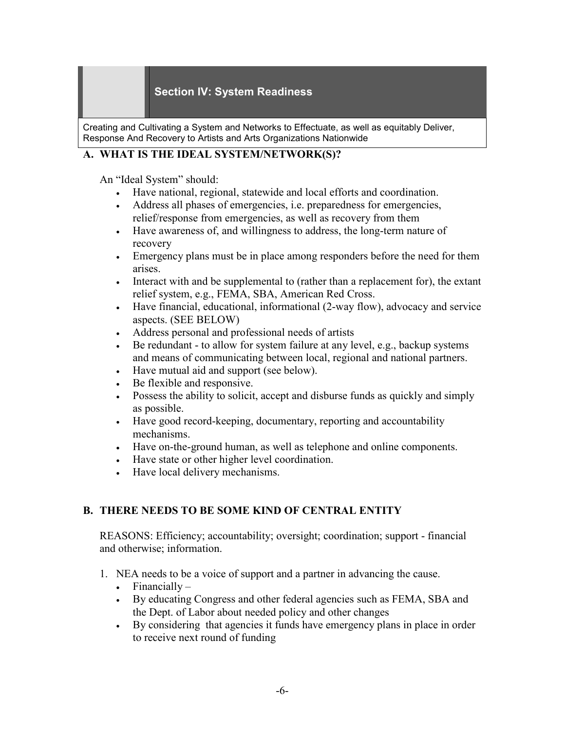## Section IV: System Readiness

Creating and Cultivating a System and Networks to Effectuate, as well as equitably Deliver, Response And Recovery to Artists and Arts Organizations Nationwide

### A. WHAT IS THE IDEAL SYSTEM/NETWORK(S)?

An "Ideal System" should:

- Have national, regional, statewide and local efforts and coordination.
- Address all phases of emergencies, i.e. preparedness for emergencies, relief/response from emergencies, as well as recovery from them
- Have awareness of, and willingness to address, the long-term nature of recovery
- Emergency plans must be in place among responders before the need for them arises.
- Interact with and be supplemental to (rather than a replacement for), the extant relief system, e.g., FEMA, SBA, American Red Cross.
- Have financial, educational, informational (2-way flow), advocacy and service aspects. (SEE BELOW)
- Address personal and professional needs of artists
- Be redundant - to allow for system failure at any level, e.g., backup systems and means of communicating between local, regional and national partners.
- Have mutual aid and support (see below).
- Be flexible and responsive.
- Possess the ability to solicit, accept and disburse funds as quickly and simply as possible.
- Have good record-keeping, documentary, reporting and accountability mechanisms.
- Have on-the-ground human, as well as telephone and online components.
- Have state or other higher level coordination.
- Have local delivery mechanisms.

### B. THERE NEEDS TO BE SOME KIND OF CENTRAL ENTITY

REASONS: Efficiency; accountability; oversight; coordination; support - financial and otherwise; information.

1. NEA needs to be a voice of support and a partner in advancing the cause.
   - Financially –
   - By educating Congress and other federal agencies such as FEMA, SBA and the Dept. of Labor about needed policy and other changes
   - By considering that agencies it funds have emergency plans in place in order to receive next round of funding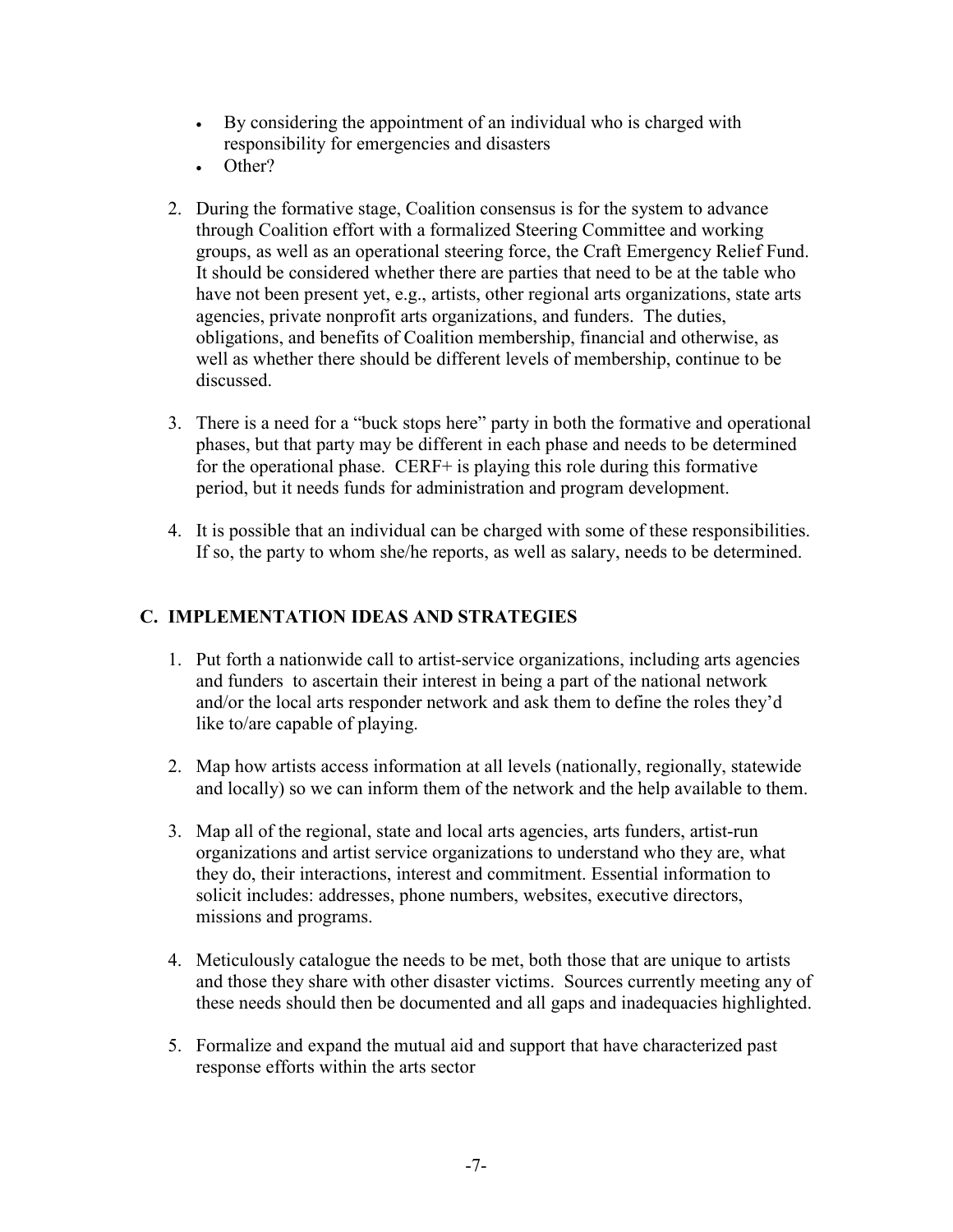- By considering the appointment of an individual who is charged with responsibility for emergencies and disasters
- Other?

2. During the formative stage, Coalition consensus is for the system to advance through Coalition effort with a formalized Steering Committee and working groups, as well as an operational steering force, the Craft Emergency Relief Fund. It should be considered whether there are parties that need to be at the table who have not been present yet, e.g., artists, other regional arts organizations, state arts agencies, private nonprofit arts organizations, and funders. The duties, obligations, and benefits of Coalition membership, financial and otherwise, as well as whether there should be different levels of membership, continue to be discussed.

3. There is a need for a "buck stops here" party in both the formative and operational phases, but that party may be different in each phase and needs to be determined for the operational phase. CERF+ is playing this role during this formative period, but it needs funds for administration and program development.

4. It is possible that an individual can be charged with some of these responsibilities. If so, the party to whom she/he reports, as well as salary, needs to be determined.

## C. IMPLEMENTATION IDEAS AND STRATEGIES

1. Put forth a nationwide call to artist-service organizations, including arts agencies and funders to ascertain their interest in being a part of the national network and/or the local arts responder network and ask them to define the roles they'd like to/are capable of playing.

2. Map how artists access information at all levels (nationally, regionally, statewide and locally) so we can inform them of the network and the help available to them.

3. Map all of the regional, state and local arts agencies, arts funders, artist-run organizations and artist service organizations to understand who they are, what they do, their interactions, interest and commitment. Essential information to solicit includes: addresses, phone numbers, websites, executive directors, missions and programs.

4. Meticulously catalogue the needs to be met, both those that are unique to artists and those they share with other disaster victims. Sources currently meeting any of these needs should then be documented and all gaps and inadequacies highlighted.

5. Formalize and expand the mutual aid and support that have characterized past response efforts within the arts sector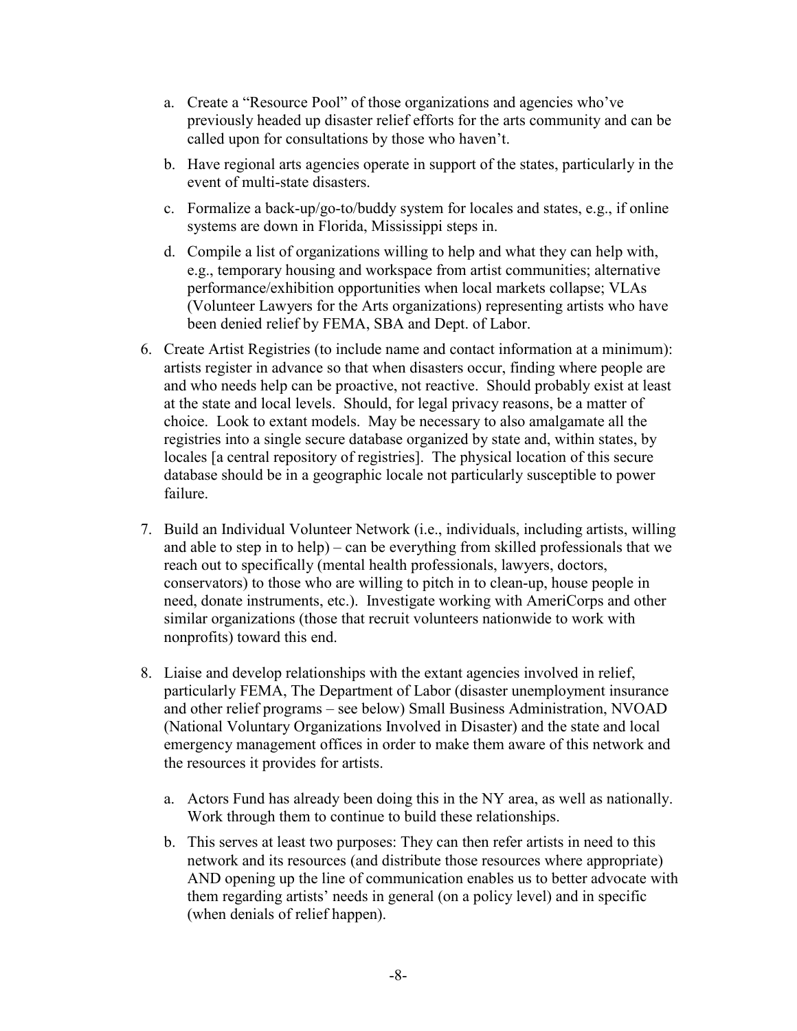a. Create a "Resource Pool" of those organizations and agencies who've previously headed up disaster relief efforts for the arts community and can be called upon for consultations by those who haven't.

   b. Have regional arts agencies operate in support of the states, particularly in the event of multi-state disasters.

   c. Formalize a back-up/go-to/buddy system for locales and states, e.g., if online systems are down in Florida, Mississippi steps in.

   d. Compile a list of organizations willing to help and what they can help with, e.g., temporary housing and workspace from artist communities; alternative performance/exhibition opportunities when local markets collapse; VLAs (Volunteer Lawyers for the Arts organizations) representing artists who have been denied relief by FEMA, SBA and Dept. of Labor.

6. Create Artist Registries (to include name and contact information at a minimum): artists register in advance so that when disasters occur, finding where people are and who needs help can be proactive, not reactive. Should probably exist at least at the state and local levels. Should, for legal privacy reasons, be a matter of choice. Look to extant models. May be necessary to also amalgamate all the registries into a single secure database organized by state and, within states, by locales [a central repository of registries]. The physical location of this secure database should be in a geographic locale not particularly susceptible to power failure.

7. Build an Individual Volunteer Network (i.e., individuals, including artists, willing and able to step in to help) – can be everything from skilled professionals that we reach out to specifically (mental health professionals, lawyers, doctors, conservators) to those who are willing to pitch in to clean-up, house people in need, donate instruments, etc.). Investigate working with AmeriCorps and other similar organizations (those that recruit volunteers nationwide to work with nonprofits) toward this end.

8. Liaise and develop relationships with the extant agencies involved in relief, particularly FEMA, The Department of Labor (disaster unemployment insurance and other relief programs – see below) Small Business Administration, NVOAD (National Voluntary Organizations Involved in Disaster) and the state and local emergency management offices in order to make them aware of this network and the resources it provides for artists.

   a. Actors Fund has already been doing this in the NY area, as well as nationally. Work through them to continue to build these relationships.

   b. This serves at least two purposes: They can then refer artists in need to this network and its resources (and distribute those resources where appropriate) AND opening up the line of communication enables us to better advocate with them regarding artists' needs in general (on a policy level) and in specific (when denials of relief happen).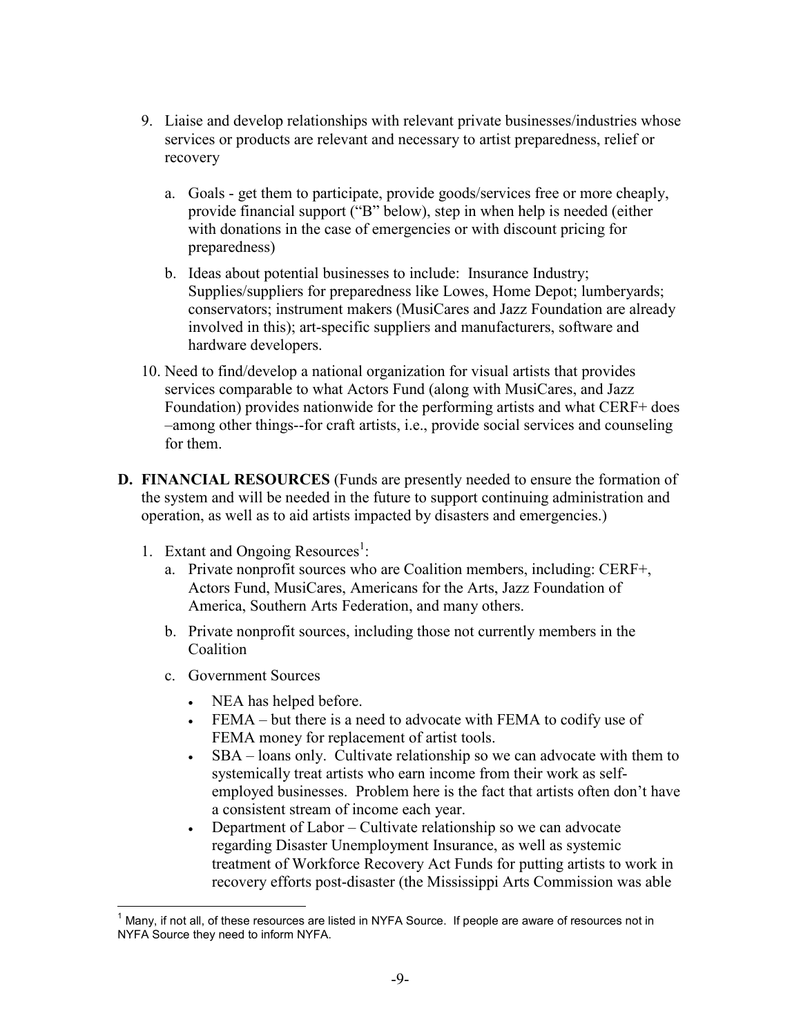9. Liaise and develop relationships with relevant private businesses/industries whose services or products are relevant and necessary to artist preparedness, relief or recovery

    a. Goals - get them to participate, provide goods/services free or more cheaply, provide financial support ("B" below), step in when help is needed (either with donations in the case of emergencies or with discount pricing for preparedness)

    b. Ideas about potential businesses to include: Insurance Industry; Supplies/suppliers for preparedness like Lowes, Home Depot; lumberyards; conservators; instrument makers (MusiCares and Jazz Foundation are already involved in this); art-specific suppliers and manufacturers, software and hardware developers.

10. Need to find/develop a national organization for visual artists that provides services comparable to what Actors Fund (along with MusiCares, and Jazz Foundation) provides nationwide for the performing artists and what CERF+ does –among other things--for craft artists, i.e., provide social services and counseling for them.

**D. FINANCIAL RESOURCES** (Funds are presently needed to ensure the formation of the system and will be needed in the future to support continuing administration and operation, as well as to aid artists impacted by disasters and emergencies.)

1. Extant and Ongoing Resources[1]:
    a. Private nonprofit sources who are Coalition members, including: CERF+, Actors Fund, MusiCares, Americans for the Arts, Jazz Foundation of America, Southern Arts Federation, and many others.

    b. Private nonprofit sources, including those not currently members in the Coalition

    c. Government Sources

        - NEA has helped before.
        - FEMA – but there is a need to advocate with FEMA to codify use of FEMA money for replacement of artist tools.
        - SBA – loans only. Cultivate relationship so we can advocate with them to systemically treat artists who earn income from their work as self-employed businesses. Problem here is the fact that artists often don't have a consistent stream of income each year.
        - Department of Labor – Cultivate relationship so we can advocate regarding Disaster Unemployment Insurance, as well as systemic treatment of Workforce Recovery Act Funds for putting artists to work in recovery efforts post-disaster (the Mississippi Arts Commission was able

[1] Many, if not all, of these resources are listed in NYFA Source. If people are aware of resources not in NYFA Source they need to inform NYFA.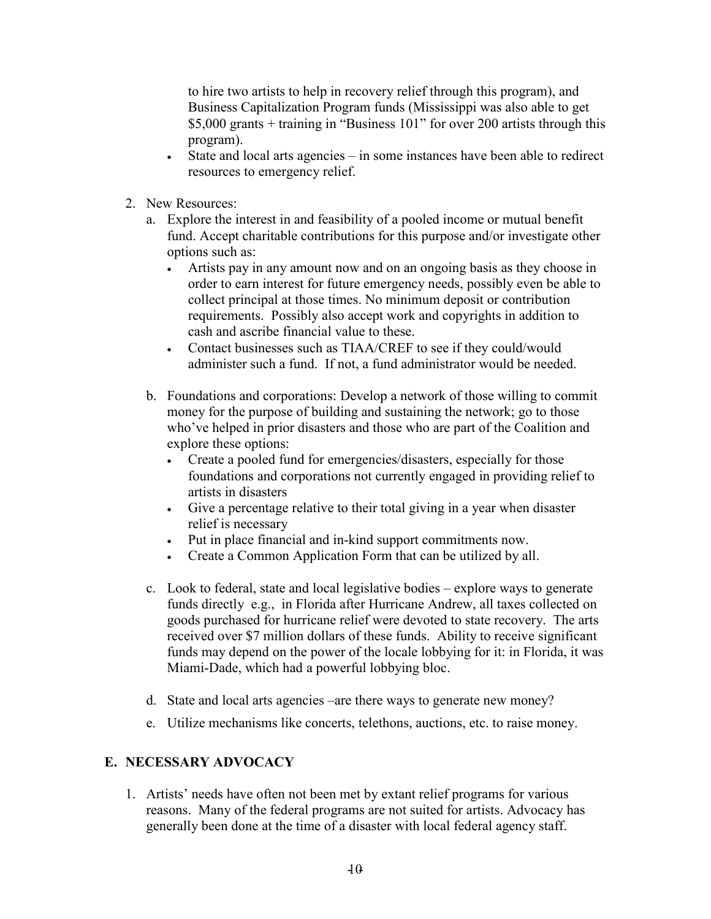to hire two artists to help in recovery relief through this program), and Business Capitalization Program funds (Mississippi was also able to get $5,000 grants + training in "Business 101" for over 200 artists through this program).

- State and local arts agencies – in some instances have been able to redirect resources to emergency relief.

2. New Resources:
   a. Explore the interest in and feasibility of a pooled income or mutual benefit fund. Accept charitable contributions for this purpose and/or investigate other options such as:
      - Artists pay in any amount now and on an ongoing basis as they choose in order to earn interest for future emergency needs, possibly even be able to collect principal at those times. No minimum deposit or contribution requirements. Possibly also accept work and copyrights in addition to cash and ascribe financial value to these.
      - Contact businesses such as TIAA/CREF to see if they could/would administer such a fund. If not, a fund administrator would be needed.

   b. Foundations and corporations: Develop a network of those willing to commit money for the purpose of building and sustaining the network; go to those who've helped in prior disasters and those who are part of the Coalition and explore these options:
      - Create a pooled fund for emergencies/disasters, especially for those foundations and corporations not currently engaged in providing relief to artists in disasters
      - Give a percentage relative to their total giving in a year when disaster relief is necessary
      - Put in place financial and in-kind support commitments now.
      - Create a Common Application Form that can be utilized by all.

   c. Look to federal, state and local legislative bodies – explore ways to generate funds directly e.g., in Florida after Hurricane Andrew, all taxes collected on goods purchased for hurricane relief were devoted to state recovery. The arts received over $7 million dollars of these funds. Ability to receive significant funds may depend on the power of the locale lobbying for it: in Florida, it was Miami-Dade, which had a powerful lobbying bloc.

   d. State and local arts agencies –are there ways to generate new money?

   e. Utilize mechanisms like concerts, telethons, auctions, etc. to raise money.

## E. NECESSARY ADVOCACY

1. Artists' needs have often not been met by extant relief programs for various reasons. Many of the federal programs are not suited for artists. Advocacy has generally been done at the time of a disaster with local federal agency staff.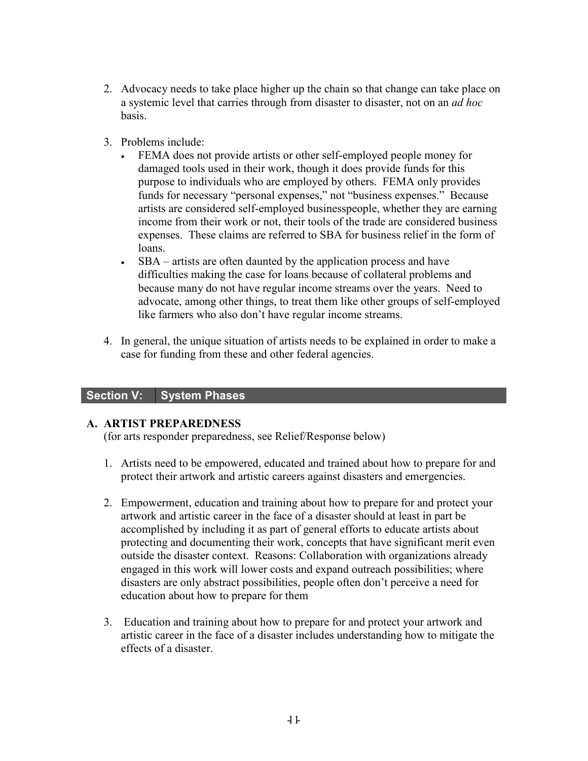2. Advocacy needs to take place higher up the chain so that change can take place on a systemic level that carries through from disaster to disaster, not on an *ad hoc* basis.

3. Problems include:
   - FEMA does not provide artists or other self-employed people money for damaged tools used in their work, though it does provide funds for this purpose to individuals who are employed by others. FEMA only provides funds for necessary "personal expenses," not "business expenses." Because artists are considered self-employed businesspeople, whether they are earning income from their work or not, their tools of the trade are considered business expenses. These claims are referred to SBA for business relief in the form of loans.
   - SBA – artists are often daunted by the application process and have difficulties making the case for loans because of collateral problems and because many do not have regular income streams over the years. Need to advocate, among other things, to treat them like other groups of self-employed like farmers who also don't have regular income streams.

4. In general, the unique situation of artists needs to be explained in order to make a case for funding from these and other federal agencies.

## Section V: System Phases

### A. ARTIST PREPAREDNESS

(for arts responder preparedness, see Relief/Response below)

1. Artists need to be empowered, educated and trained about how to prepare for and protect their artwork and artistic careers against disasters and emergencies.

2. Empowerment, education and training about how to prepare for and protect your artwork and artistic career in the face of a disaster should at least in part be accomplished by including it as part of general efforts to educate artists about protecting and documenting their work, concepts that have significant merit even outside the disaster context. Reasons: Collaboration with organizations already engaged in this work will lower costs and expand outreach possibilities; where disasters are only abstract possibilities, people often don't perceive a need for education about how to prepare for them

3. Education and training about how to prepare for and protect your artwork and artistic career in the face of a disaster includes understanding how to mitigate the effects of a disaster.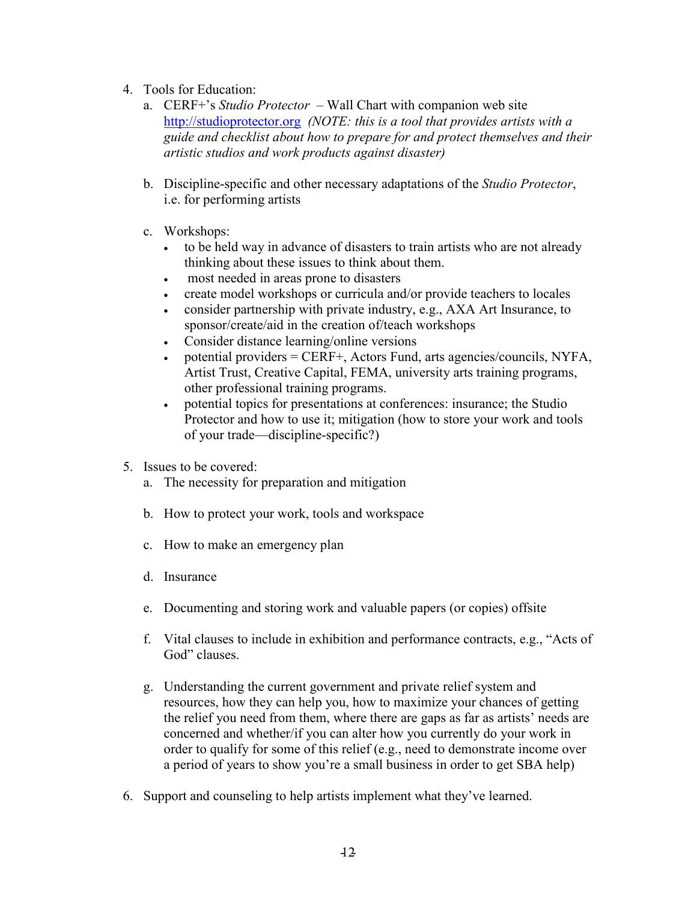4. Tools for Education:
   a. CERF+'s *Studio Protector* – Wall Chart with companion web site [http://studioprotector.org](http://studioprotector.org) *(NOTE: this is a tool that provides artists with a guide and checklist about how to prepare for and protect themselves and their artistic studios and work products against disaster)*

   b. Discipline-specific and other necessary adaptations of the *Studio Protector*, i.e. for performing artists

   c. Workshops:
      - to be held way in advance of disasters to train artists who are not already thinking about these issues to think about them.
      - most needed in areas prone to disasters
      - create model workshops or curricula and/or provide teachers to locales
      - consider partnership with private industry, e.g., AXA Art Insurance, to sponsor/create/aid in the creation of/teach workshops
      - Consider distance learning/online versions
      - potential providers = CERF+, Actors Fund, arts agencies/councils, NYFA, Artist Trust, Creative Capital, FEMA, university arts training programs, other professional training programs.
      - potential topics for presentations at conferences: insurance; the Studio Protector and how to use it; mitigation (how to store your work and tools of your trade—discipline-specific?)

5. Issues to be covered:
   a. The necessity for preparation and mitigation

   b. How to protect your work, tools and workspace

   c. How to make an emergency plan

   d. Insurance

   e. Documenting and storing work and valuable papers (or copies) offsite

   f. Vital clauses to include in exhibition and performance contracts, e.g., "Acts of God" clauses.

   g. Understanding the current government and private relief system and resources, how they can help you, how to maximize your chances of getting the relief you need from them, where there are gaps as far as artists' needs are concerned and whether/if you can alter how you currently do your work in order to qualify for some of this relief (e.g., need to demonstrate income over a period of years to show you're a small business in order to get SBA help)

6. Support and counseling to help artists implement what they've learned.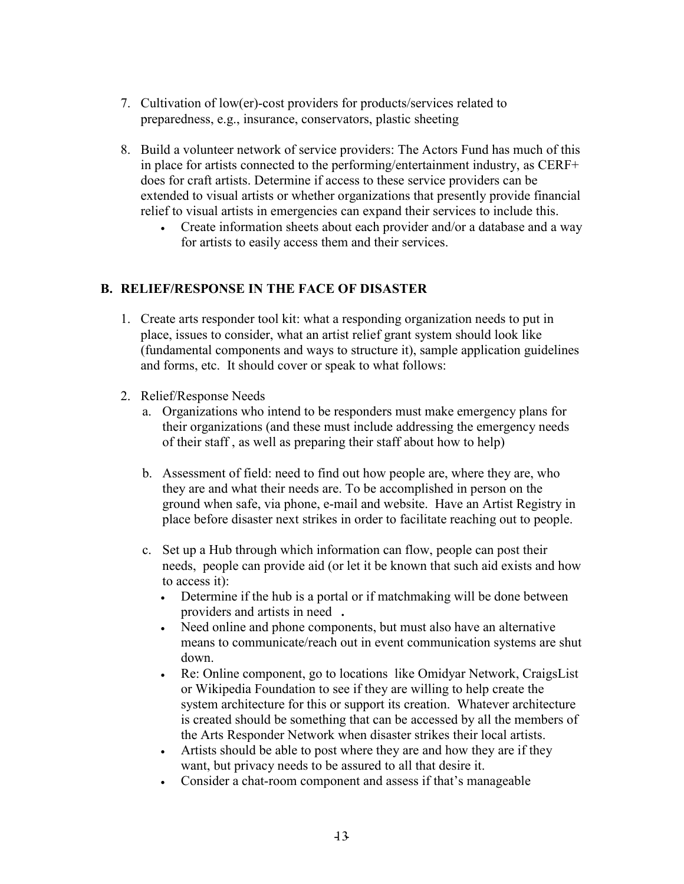7. Cultivation of low(er)-cost providers for products/services related to preparedness, e.g., insurance, conservators, plastic sheeting

8. Build a volunteer network of service providers: The Actors Fund has much of this in place for artists connected to the performing/entertainment industry, as CERF+ does for craft artists. Determine if access to these service providers can be extended to visual artists or whether organizations that presently provide financial relief to visual artists in emergencies can expand their services to include this.
   - Create information sheets about each provider and/or a database and a way for artists to easily access them and their services.

## B. RELIEF/RESPONSE IN THE FACE OF DISASTER

1. Create arts responder tool kit: what a responding organization needs to put in place, issues to consider, what an artist relief grant system should look like (fundamental components and ways to structure it), sample application guidelines and forms, etc. It should cover or speak to what follows:

2. Relief/Response Needs
   a. Organizations who intend to be responders must make emergency plans for their organizations (and these must include addressing the emergency needs of their staff , as well as preparing their staff about how to help)

   b. Assessment of field: need to find out how people are, where they are, who they are and what their needs are. To be accomplished in person on the ground when safe, via phone, e-mail and website. Have an Artist Registry in place before disaster next strikes in order to facilitate reaching out to people.

   c. Set up a Hub through which information can flow, people can post their needs, people can provide aid (or let it be known that such aid exists and how to access it):
      - Determine if the hub is a portal or if matchmaking will be done between providers and artists in need .
      - Need online and phone components, but must also have an alternative means to communicate/reach out in event communication systems are shut down.
      - Re: Online component, go to locations like Omidyar Network, CraigsList or Wikipedia Foundation to see if they are willing to help create the system architecture for this or support its creation. Whatever architecture is created should be something that can be accessed by all the members of the Arts Responder Network when disaster strikes their local artists.
      - Artists should be able to post where they are and how they are if they want, but privacy needs to be assured to all that desire it.
      - Consider a chat-room component and assess if that's manageable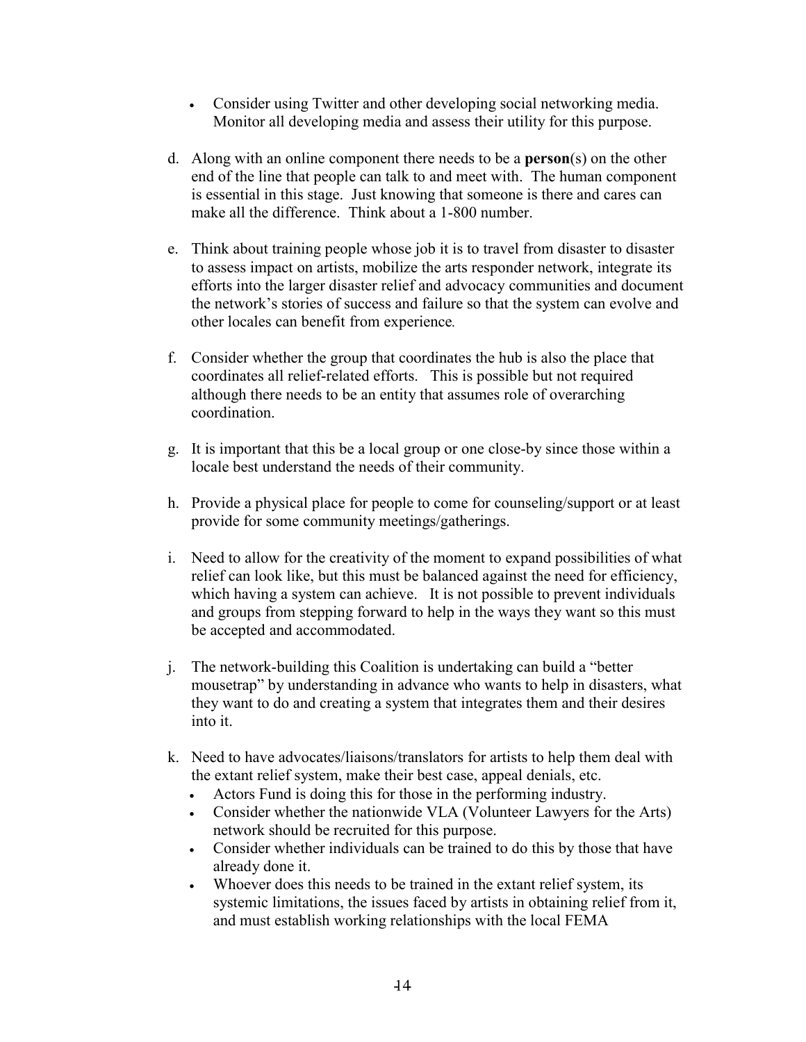- Consider using Twitter and other developing social networking media. Monitor all developing media and assess their utility for this purpose.

d. Along with an online component there needs to be a **person**(s) on the other end of the line that people can talk to and meet with. The human component is essential in this stage. Just knowing that someone is there and cares can make all the difference. Think about a 1-800 number.

e. Think about training people whose job it is to travel from disaster to disaster to assess impact on artists, mobilize the arts responder network, integrate its efforts into the larger disaster relief and advocacy communities and document the network's stories of success and failure so that the system can evolve and other locales can benefit from experience.

f. Consider whether the group that coordinates the hub is also the place that coordinates all relief-related efforts. This is possible but not required although there needs to be an entity that assumes role of overarching coordination.

g. It is important that this be a local group or one close-by since those within a locale best understand the needs of their community.

h. Provide a physical place for people to come for counseling/support or at least provide for some community meetings/gatherings.

i. Need to allow for the creativity of the moment to expand possibilities of what relief can look like, but this must be balanced against the need for efficiency, which having a system can achieve. It is not possible to prevent individuals and groups from stepping forward to help in the ways they want so this must be accepted and accommodated.

j. The network-building this Coalition is undertaking can build a "better mousetrap" by understanding in advance who wants to help in disasters, what they want to do and creating a system that integrates them and their desires into it.

k. Need to have advocates/liaisons/translators for artists to help them deal with the extant relief system, make their best case, appeal denials, etc.
   - Actors Fund is doing this for those in the performing industry.
   - Consider whether the nationwide VLA (Volunteer Lawyers for the Arts) network should be recruited for this purpose.
   - Consider whether individuals can be trained to do this by those that have already done it.
   - Whoever does this needs to be trained in the extant relief system, its systemic limitations, the issues faced by artists in obtaining relief from it, and must establish working relationships with the local FEMA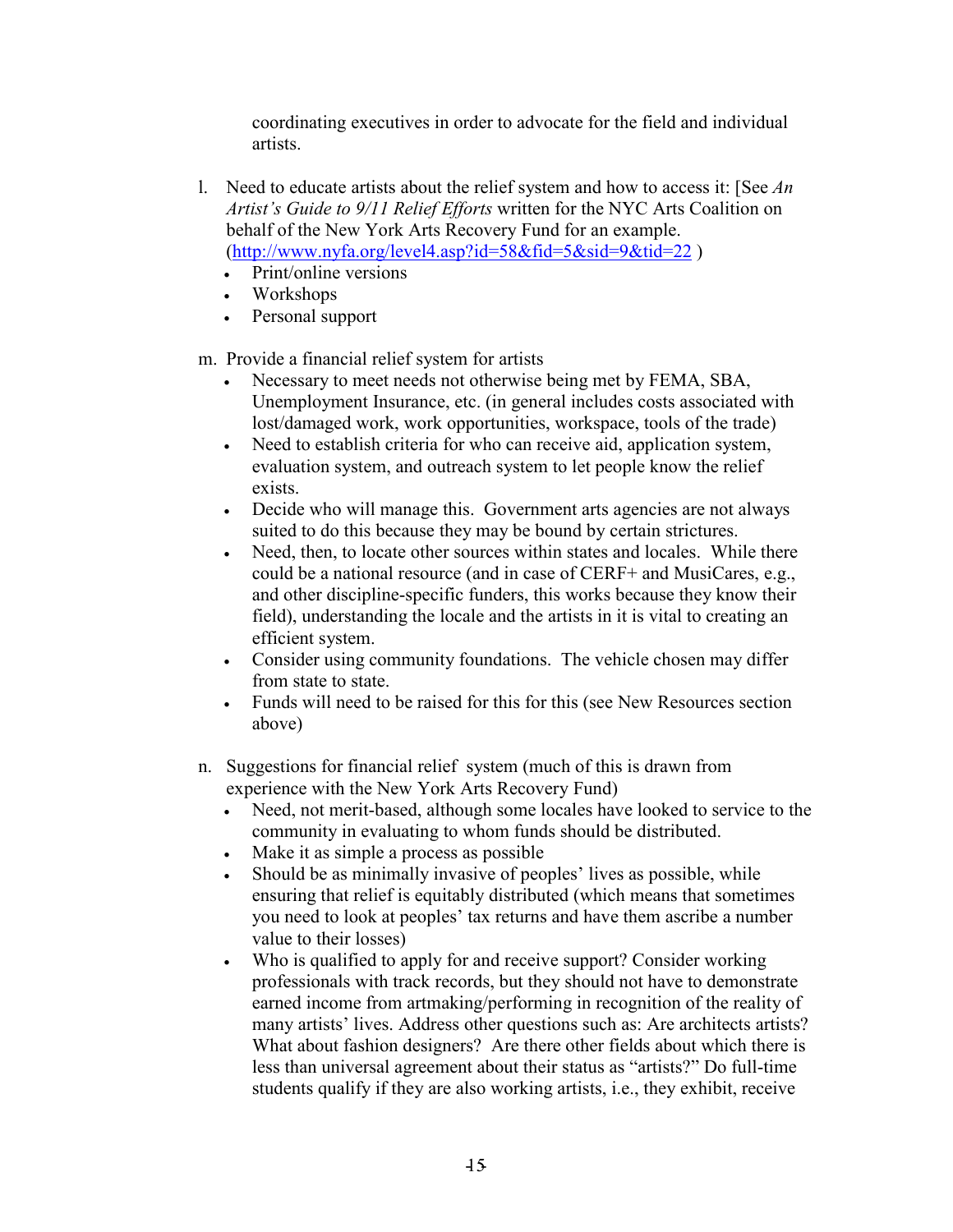coordinating executives in order to advocate for the field and individual artists.

l. Need to educate artists about the relief system and how to access it: [See *An Artist's Guide to 9/11 Relief Efforts* written for the NYC Arts Coalition on behalf of the New York Arts Recovery Fund for an example. (http://www.nyfa.org/level4.asp?id=58&fid=5&sid=9&tid=22 )
   - Print/online versions
   - Workshops
   - Personal support

m. Provide a financial relief system for artists
   - Necessary to meet needs not otherwise being met by FEMA, SBA, Unemployment Insurance, etc. (in general includes costs associated with lost/damaged work, work opportunities, workspace, tools of the trade)
   - Need to establish criteria for who can receive aid, application system, evaluation system, and outreach system to let people know the relief exists.
   - Decide who will manage this. Government arts agencies are not always suited to do this because they may be bound by certain strictures.
   - Need, then, to locate other sources within states and locales. While there could be a national resource (and in case of CERF+ and MusiCares, e.g., and other discipline-specific funders, this works because they know their field), understanding the locale and the artists in it is vital to creating an efficient system.
   - Consider using community foundations. The vehicle chosen may differ from state to state.
   - Funds will need to be raised for this for this (see New Resources section above)

n. Suggestions for financial relief system (much of this is drawn from experience with the New York Arts Recovery Fund)
   - Need, not merit-based, although some locales have looked to service to the community in evaluating to whom funds should be distributed.
   - Make it as simple a process as possible
   - Should be as minimally invasive of peoples' lives as possible, while ensuring that relief is equitably distributed (which means that sometimes you need to look at peoples' tax returns and have them ascribe a number value to their losses)
   - Who is qualified to apply for and receive support? Consider working professionals with track records, but they should not have to demonstrate earned income from artmaking/performing in recognition of the reality of many artists' lives. Address other questions such as: Are architects artists? What about fashion designers? Are there other fields about which there is less than universal agreement about their status as "artists?" Do full-time students qualify if they are also working artists, i.e., they exhibit, receive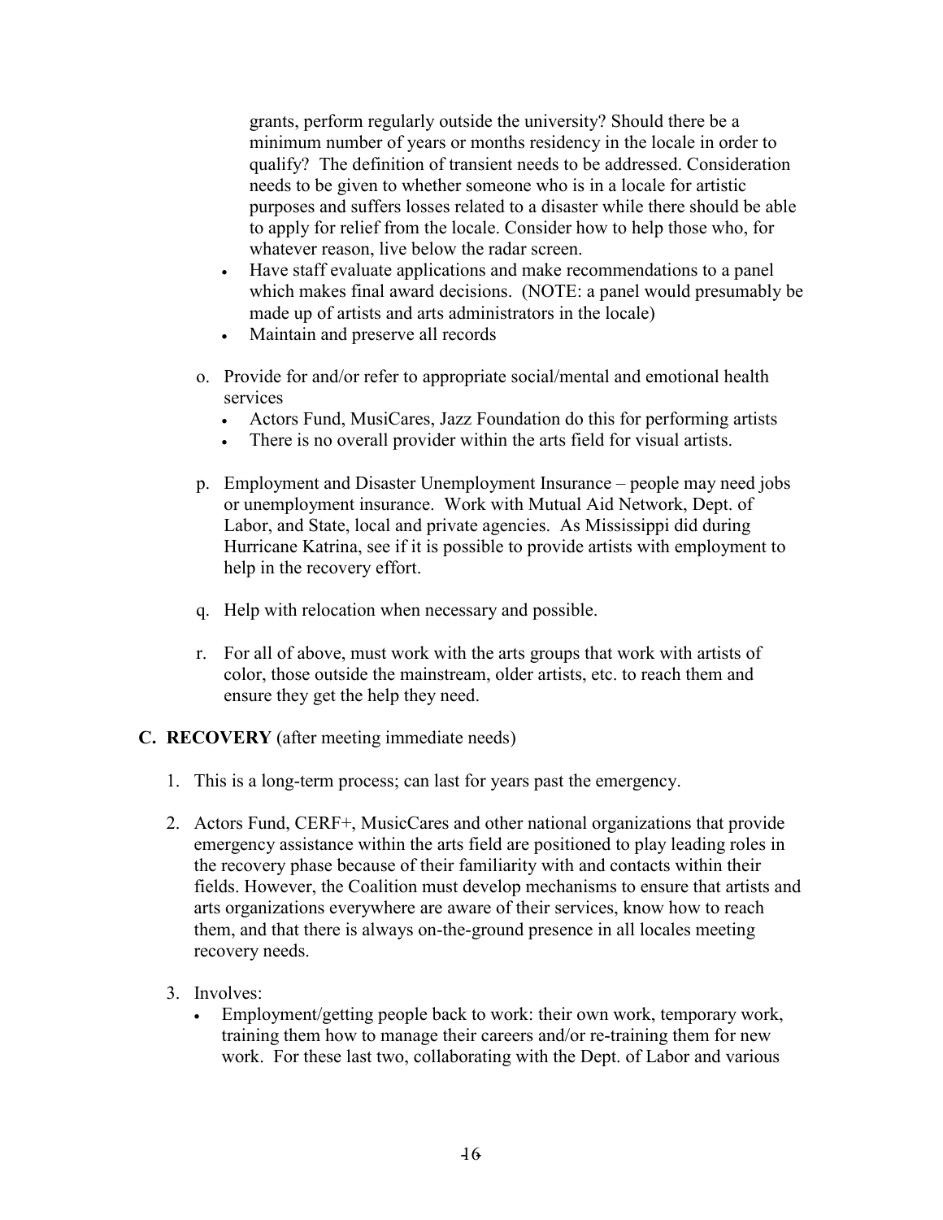grants, perform regularly outside the university? Should there be a minimum number of years or months residency in the locale in order to qualify? The definition of transient needs to be addressed. Consideration needs to be given to whether someone who is in a locale for artistic purposes and suffers losses related to a disaster while there should be able to apply for relief from the locale. Consider how to help those who, for whatever reason, live below the radar screen.

- Have staff evaluate applications and make recommendations to a panel which makes final award decisions. (NOTE: a panel would presumably be made up of artists and arts administrators in the locale)
- Maintain and preserve all records

o. Provide for and/or refer to appropriate social/mental and emotional health services
   - Actors Fund, MusiCares, Jazz Foundation do this for performing artists
   - There is no overall provider within the arts field for visual artists.

p. Employment and Disaster Unemployment Insurance – people may need jobs or unemployment insurance. Work with Mutual Aid Network, Dept. of Labor, and State, local and private agencies. As Mississippi did during Hurricane Katrina, see if it is possible to provide artists with employment to help in the recovery effort.

q. Help with relocation when necessary and possible.

r. For all of above, must work with the arts groups that work with artists of color, those outside the mainstream, older artists, etc. to reach them and ensure they get the help they need.

**C. RECOVERY** (after meeting immediate needs)

1. This is a long-term process; can last for years past the emergency.

2. Actors Fund, CERF+, MusicCares and other national organizations that provide emergency assistance within the arts field are positioned to play leading roles in the recovery phase because of their familiarity with and contacts within their fields. However, the Coalition must develop mechanisms to ensure that artists and arts organizations everywhere are aware of their services, know how to reach them, and that there is always on-the-ground presence in all locales meeting recovery needs.

3. Involves:
   - Employment/getting people back to work: their own work, temporary work, training them how to manage their careers and/or re-training them for new work. For these last two, collaborating with the Dept. of Labor and various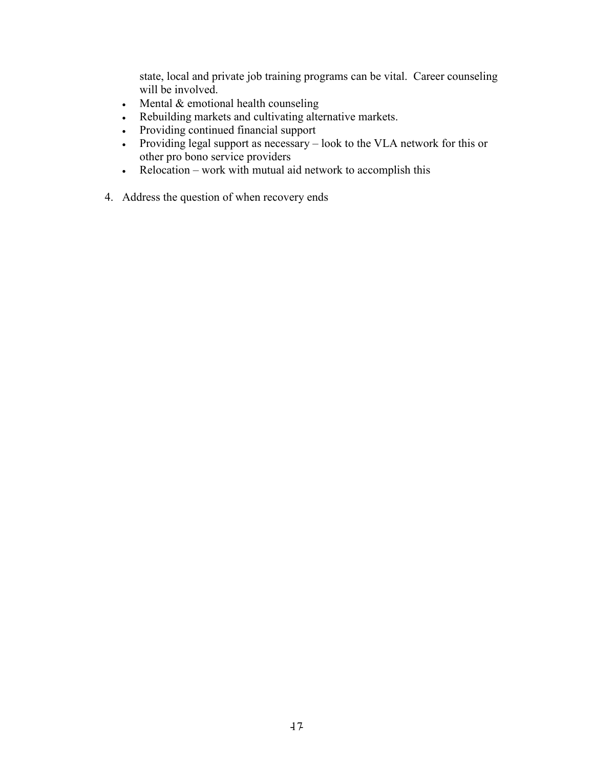state, local and private job training programs can be vital. Career counseling will be involved.

- Mental & emotional health counseling
- Rebuilding markets and cultivating alternative markets.
- Providing continued financial support
- Providing legal support as necessary – look to the VLA network for this or other pro bono service providers
- Relocation – work with mutual aid network to accomplish this

4. Address the question of when recovery ends